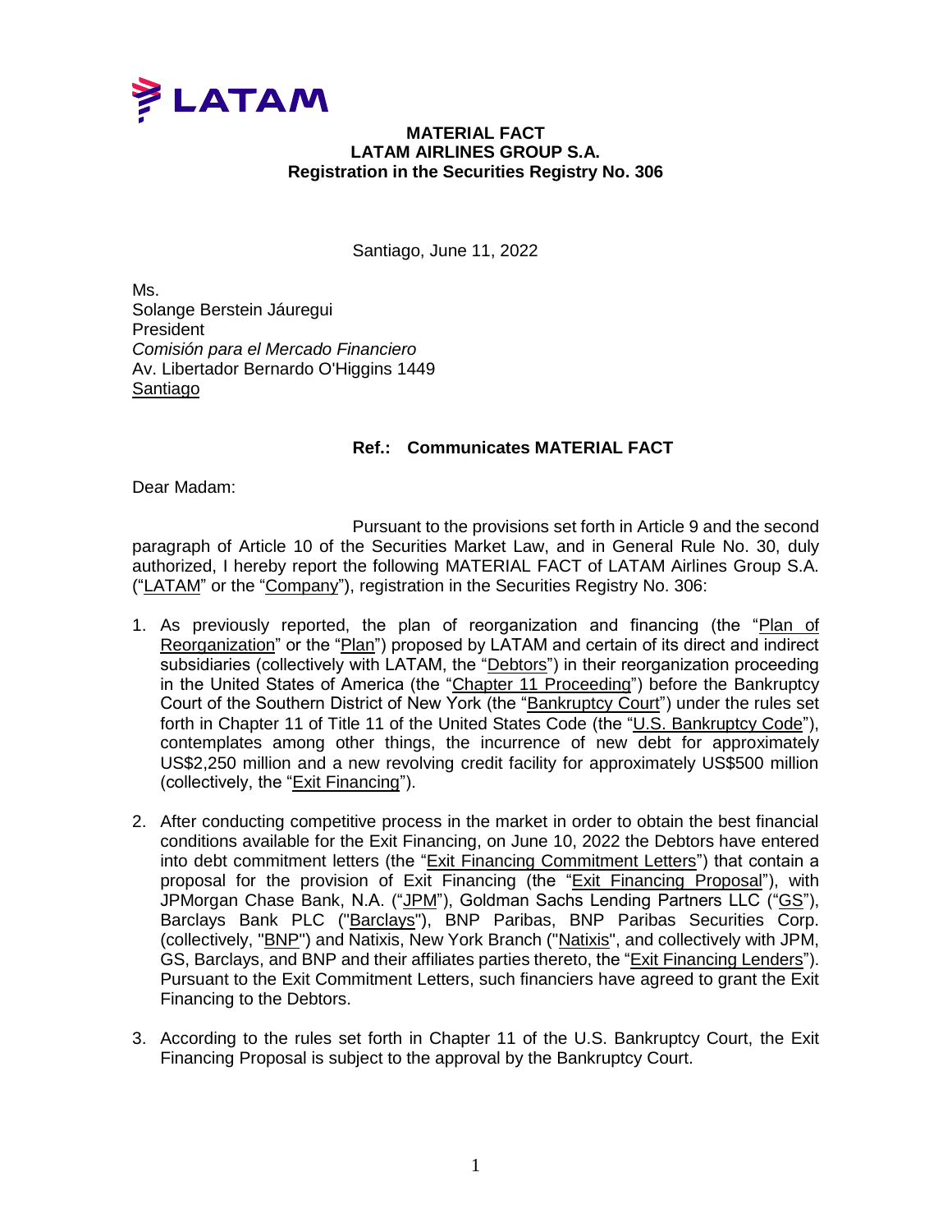LATAM

**MATERIAL FACT**
**LATAM AIRLINES GROUP S.A.**
**Registration in the Securities Registry No. 306**

Santiago, June 11, 2022

Ms.
Solange Berstein Jáuregui
President
*Comisión para el Mercado Financiero*
Av. Libertador Bernardo O'Higgins 1449
Santiago

**Ref.: Communicates MATERIAL FACT**

Dear Madam:

Pursuant to the provisions set forth in Article 9 and the second paragraph of Article 10 of the Securities Market Law, and in General Rule No. 30, duly authorized, I hereby report the following MATERIAL FACT of LATAM Airlines Group S.A. ("LATAM" or the "Company"), registration in the Securities Registry No. 306:

1. As previously reported, the plan of reorganization and financing (the "Plan of Reorganization" or the "Plan") proposed by LATAM and certain of its direct and indirect subsidiaries (collectively with LATAM, the "Debtors") in their reorganization proceeding in the United States of America (the "Chapter 11 Proceeding") before the Bankruptcy Court of the Southern District of New York (the "Bankruptcy Court") under the rules set forth in Chapter 11 of Title 11 of the United States Code (the "U.S. Bankruptcy Code"), contemplates among other things, the incurrence of new debt for approximately US$2,250 million and a new revolving credit facility for approximately US$500 million (collectively, the "Exit Financing").

2. After conducting competitive process in the market in order to obtain the best financial conditions available for the Exit Financing, on June 10, 2022 the Debtors have entered into debt commitment letters (the "Exit Financing Commitment Letters") that contain a proposal for the provision of Exit Financing (the "Exit Financing Proposal"), with JPMorgan Chase Bank, N.A. ("JPM"), Goldman Sachs Lending Partners LLC ("GS"), Barclays Bank PLC ("Barclays"), BNP Paribas, BNP Paribas Securities Corp. (collectively, "BNP") and Natixis, New York Branch ("Natixis", and collectively with JPM, GS, Barclays, and BNP and their affiliates parties thereto, the "Exit Financing Lenders"). Pursuant to the Exit Commitment Letters, such financiers have agreed to grant the Exit Financing to the Debtors.

3. According to the rules set forth in Chapter 11 of the U.S. Bankruptcy Court, the Exit Financing Proposal is subject to the approval by the Bankruptcy Court.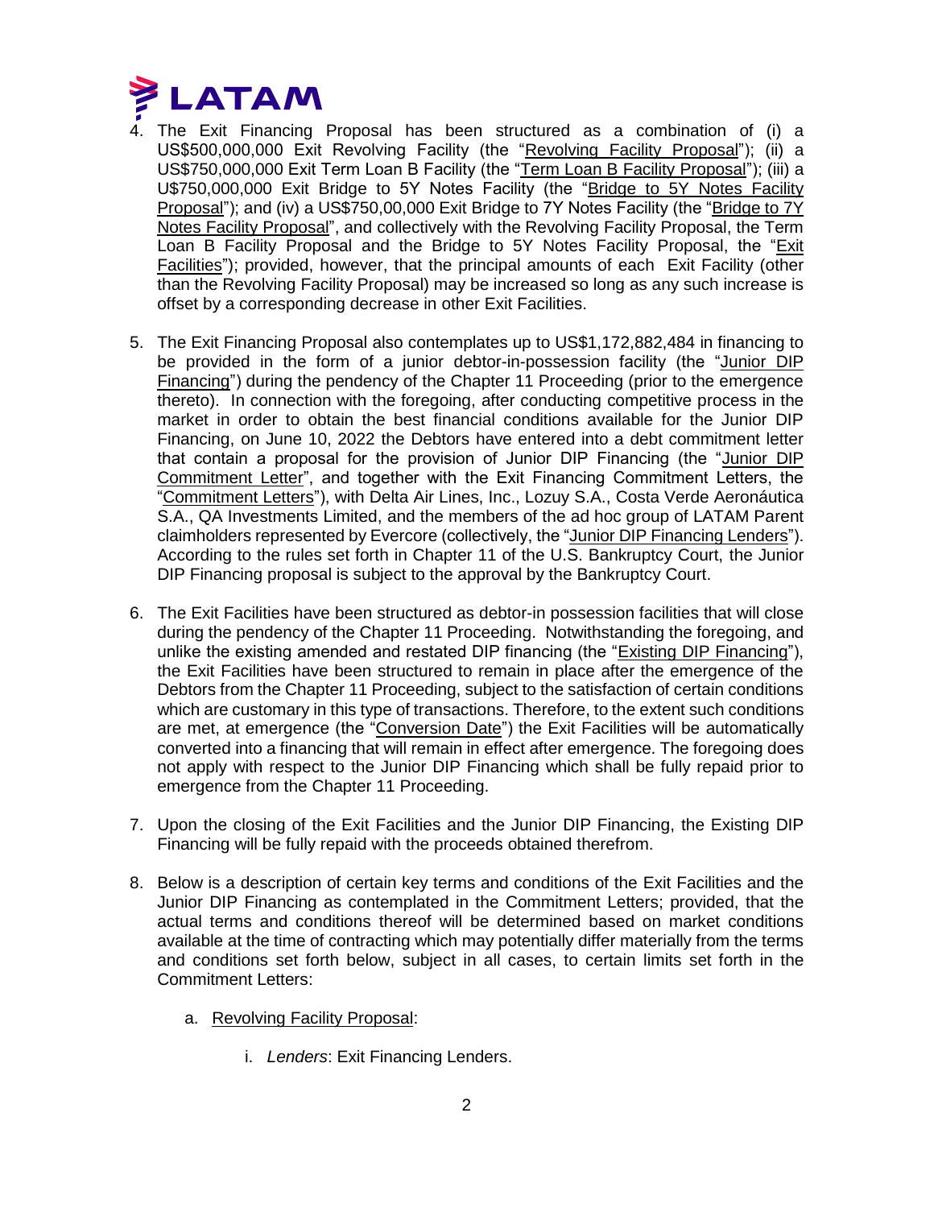4. The Exit Financing Proposal has been structured as a combination of (i) a US$500,000,000 Exit Revolving Facility (the "Revolving Facility Proposal"); (ii) a US$750,000,000 Exit Term Loan B Facility (the "Term Loan B Facility Proposal"); (iii) a U$750,000,000 Exit Bridge to 5Y Notes Facility (the "Bridge to 5Y Notes Facility Proposal"); and (iv) a US$750,00,000 Exit Bridge to 7Y Notes Facility (the "Bridge to 7Y Notes Facility Proposal", and collectively with the Revolving Facility Proposal, the Term Loan B Facility Proposal and the Bridge to 5Y Notes Facility Proposal, the "Exit Facilities"); provided, however, that the principal amounts of each Exit Facility (other than the Revolving Facility Proposal) may be increased so long as any such increase is offset by a corresponding decrease in other Exit Facilities.

5. The Exit Financing Proposal also contemplates up to US$1,172,882,484 in financing to be provided in the form of a junior debtor-in-possession facility (the "Junior DIP Financing") during the pendency of the Chapter 11 Proceeding (prior to the emergence thereto). In connection with the foregoing, after conducting competitive process in the market in order to obtain the best financial conditions available for the Junior DIP Financing, on June 10, 2022 the Debtors have entered into a debt commitment letter that contain a proposal for the provision of Junior DIP Financing (the "Junior DIP Commitment Letter", and together with the Exit Financing Commitment Letters, the "Commitment Letters"), with Delta Air Lines, Inc., Lozuy S.A., Costa Verde Aeronáutica S.A., QA Investments Limited, and the members of the ad hoc group of LATAM Parent claimholders represented by Evercore (collectively, the "Junior DIP Financing Lenders"). According to the rules set forth in Chapter 11 of the U.S. Bankruptcy Court, the Junior DIP Financing proposal is subject to the approval by the Bankruptcy Court.

6. The Exit Facilities have been structured as debtor-in possession facilities that will close during the pendency of the Chapter 11 Proceeding. Notwithstanding the foregoing, and unlike the existing amended and restated DIP financing (the "Existing DIP Financing"), the Exit Facilities have been structured to remain in place after the emergence of the Debtors from the Chapter 11 Proceeding, subject to the satisfaction of certain conditions which are customary in this type of transactions. Therefore, to the extent such conditions are met, at emergence (the "Conversion Date") the Exit Facilities will be automatically converted into a financing that will remain in effect after emergence. The foregoing does not apply with respect to the Junior DIP Financing which shall be fully repaid prior to emergence from the Chapter 11 Proceeding.

7. Upon the closing of the Exit Facilities and the Junior DIP Financing, the Existing DIP Financing will be fully repaid with the proceeds obtained therefrom.

8. Below is a description of certain key terms and conditions of the Exit Facilities and the Junior DIP Financing as contemplated in the Commitment Letters; provided, that the actual terms and conditions thereof will be determined based on market conditions available at the time of contracting which may potentially differ materially from the terms and conditions set forth below, subject in all cases, to certain limits set forth in the Commitment Letters:

   a. Revolving Facility Proposal:

      i. *Lenders*: Exit Financing Lenders.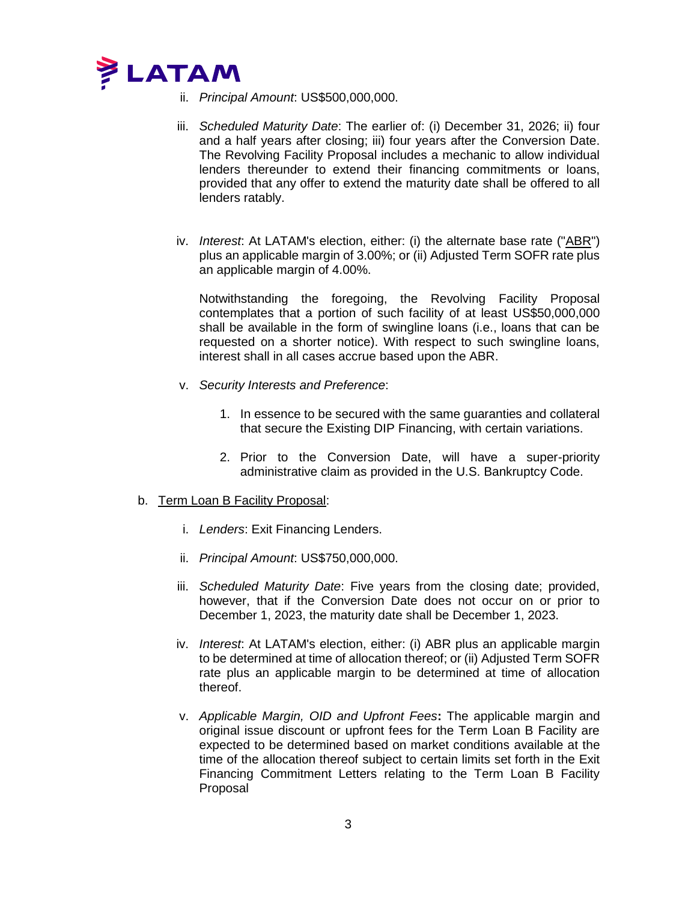ii. *Principal Amount*: US$500,000,000.

iii. *Scheduled Maturity Date*: The earlier of: (i) December 31, 2026; ii) four and a half years after closing; iii) four years after the Conversion Date. The Revolving Facility Proposal includes a mechanic to allow individual lenders thereunder to extend their financing commitments or loans, provided that any offer to extend the maturity date shall be offered to all lenders ratably.

iv. *Interest*: At LATAM's election, either: (i) the alternate base rate ("<u>ABR</u>") plus an applicable margin of 3.00%; or (ii) Adjusted Term SOFR rate plus an applicable margin of 4.00%.

   Notwithstanding the foregoing, the Revolving Facility Proposal contemplates that a portion of such facility of at least US$50,000,000 shall be available in the form of swingline loans (i.e., loans that can be requested on a shorter notice). With respect to such swingline loans, interest shall in all cases accrue based upon the ABR.

v. *Security Interests and Preference*:

   1. In essence to be secured with the same guaranties and collateral that secure the Existing DIP Financing, with certain variations.

   2. Prior to the Conversion Date, will have a super-priority administrative claim as provided in the U.S. Bankruptcy Code.

b. <u>Term Loan B Facility Proposal</u>:

   i. *Lenders*: Exit Financing Lenders.

   ii. *Principal Amount*: US$750,000,000.

   iii. *Scheduled Maturity Date*: Five years from the closing date; provided, however, that if the Conversion Date does not occur on or prior to December 1, 2023, the maturity date shall be December 1, 2023.

   iv. *Interest*: At LATAM's election, either: (i) ABR plus an applicable margin to be determined at time of allocation thereof; or (ii) Adjusted Term SOFR rate plus an applicable margin to be determined at time of allocation thereof.

   v. *Applicable Margin, OID and Upfront Fees***:** The applicable margin and original issue discount or upfront fees for the Term Loan B Facility are expected to be determined based on market conditions available at the time of the allocation thereof subject to certain limits set forth in the Exit Financing Commitment Letters relating to the Term Loan B Facility Proposal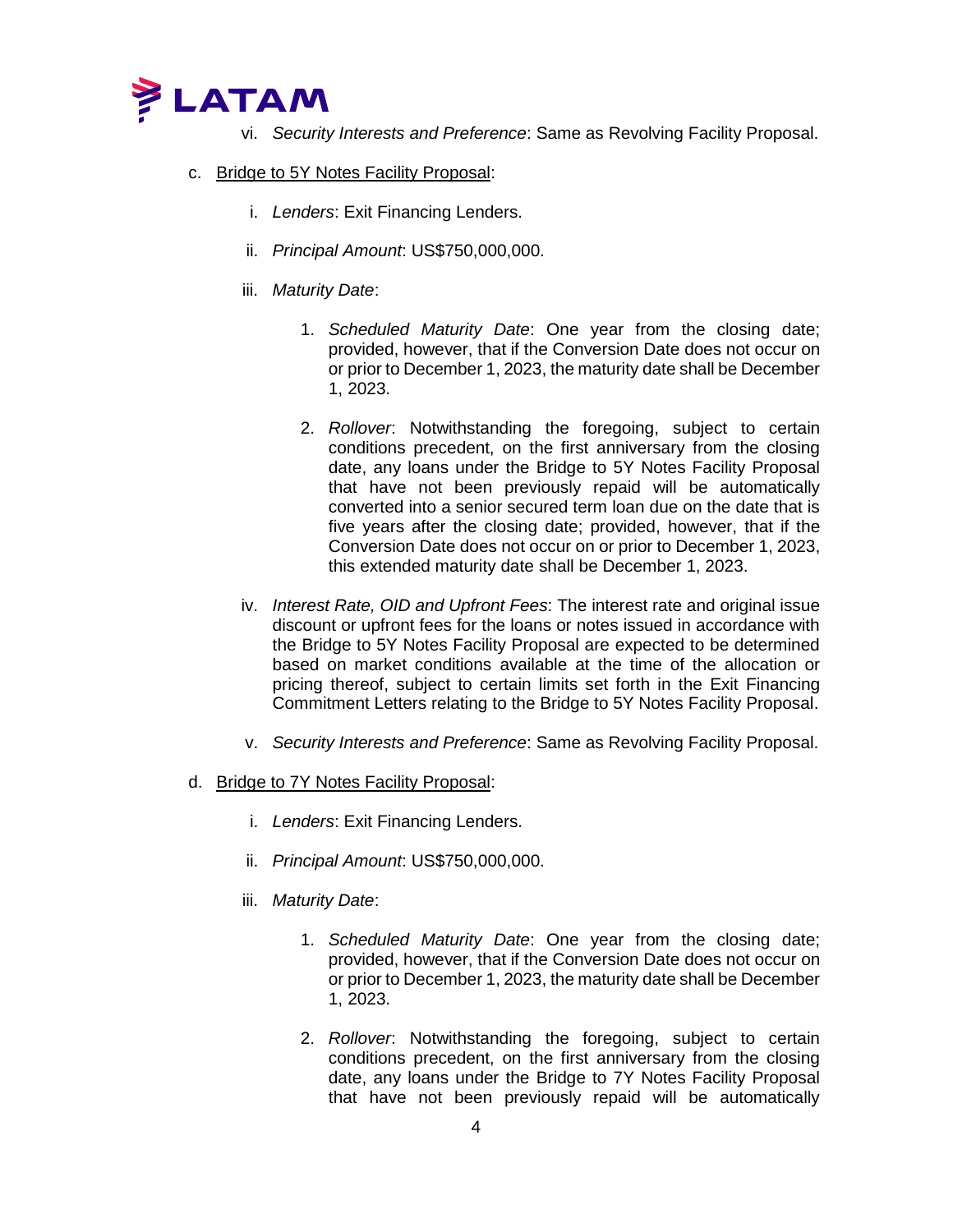vi. *Security Interests and Preference*: Same as Revolving Facility Proposal.

c. <u>Bridge to 5Y Notes Facility Proposal</u>:

   i. *Lenders*: Exit Financing Lenders.

   ii. *Principal Amount*: US$750,000,000.

   iii. *Maturity Date*:

      1. *Scheduled Maturity Date*: One year from the closing date; provided, however, that if the Conversion Date does not occur on or prior to December 1, 2023, the maturity date shall be December 1, 2023.

      2. *Rollover*: Notwithstanding the foregoing, subject to certain conditions precedent, on the first anniversary from the closing date, any loans under the Bridge to 5Y Notes Facility Proposal that have not been previously repaid will be automatically converted into a senior secured term loan due on the date that is five years after the closing date; provided, however, that if the Conversion Date does not occur on or prior to December 1, 2023, this extended maturity date shall be December 1, 2023.

   iv. *Interest Rate, OID and Upfront Fees*: The interest rate and original issue discount or upfront fees for the loans or notes issued in accordance with the Bridge to 5Y Notes Facility Proposal are expected to be determined based on market conditions available at the time of the allocation or pricing thereof, subject to certain limits set forth in the Exit Financing Commitment Letters relating to the Bridge to 5Y Notes Facility Proposal.

   v. *Security Interests and Preference*: Same as Revolving Facility Proposal.

d. <u>Bridge to 7Y Notes Facility Proposal</u>:

   i. *Lenders*: Exit Financing Lenders.

   ii. *Principal Amount*: US$750,000,000.

   iii. *Maturity Date*:

      1. *Scheduled Maturity Date*: One year from the closing date; provided, however, that if the Conversion Date does not occur on or prior to December 1, 2023, the maturity date shall be December 1, 2023.

      2. *Rollover*: Notwithstanding the foregoing, subject to certain conditions precedent, on the first anniversary from the closing date, any loans under the Bridge to 7Y Notes Facility Proposal that have not been previously repaid will be automatically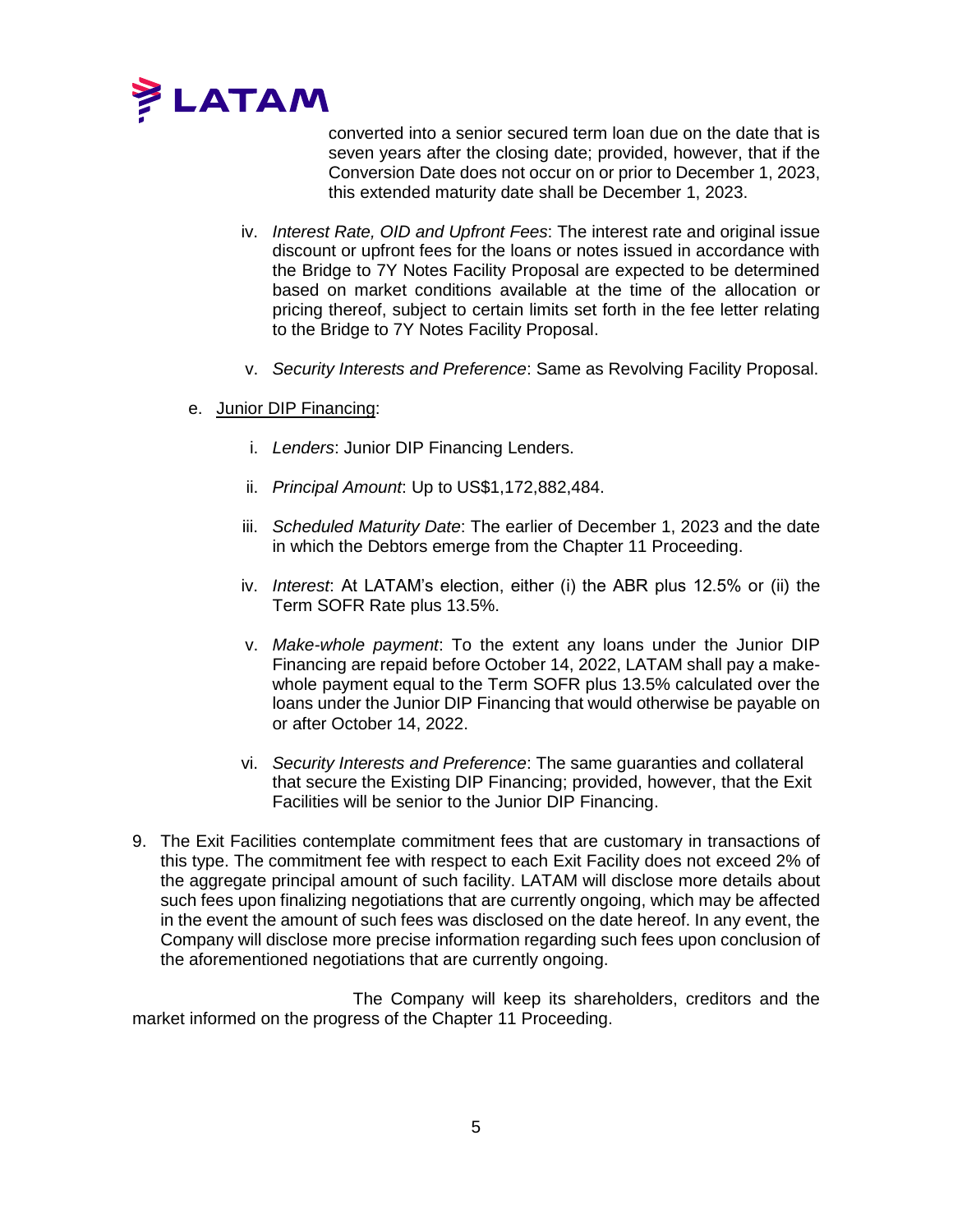converted into a senior secured term loan due on the date that is seven years after the closing date; provided, however, that if the Conversion Date does not occur on or prior to December 1, 2023, this extended maturity date shall be December 1, 2023.

iv. *Interest Rate, OID and Upfront Fees*: The interest rate and original issue discount or upfront fees for the loans or notes issued in accordance with the Bridge to 7Y Notes Facility Proposal are expected to be determined based on market conditions available at the time of the allocation or pricing thereof, subject to certain limits set forth in the fee letter relating to the Bridge to 7Y Notes Facility Proposal.

v. *Security Interests and Preference*: Same as Revolving Facility Proposal.

e. <u>Junior DIP Financing</u>:

i. *Lenders*: Junior DIP Financing Lenders.

ii. *Principal Amount*: Up to US$1,172,882,484.

iii. *Scheduled Maturity Date*: The earlier of December 1, 2023 and the date in which the Debtors emerge from the Chapter 11 Proceeding.

iv. *Interest*: At LATAM's election, either (i) the ABR plus 12.5% or (ii) the Term SOFR Rate plus 13.5%.

v. *Make-whole payment*: To the extent any loans under the Junior DIP Financing are repaid before October 14, 2022, LATAM shall pay a make-whole payment equal to the Term SOFR plus 13.5% calculated over the loans under the Junior DIP Financing that would otherwise be payable on or after October 14, 2022.

vi. *Security Interests and Preference*: The same guaranties and collateral that secure the Existing DIP Financing; provided, however, that the Exit Facilities will be senior to the Junior DIP Financing.

9. The Exit Facilities contemplate commitment fees that are customary in transactions of this type. The commitment fee with respect to each Exit Facility does not exceed 2% of the aggregate principal amount of such facility. LATAM will disclose more details about such fees upon finalizing negotiations that are currently ongoing, which may be affected in the event the amount of such fees was disclosed on the date hereof. In any event, the Company will disclose more precise information regarding such fees upon conclusion of the aforementioned negotiations that are currently ongoing.

The Company will keep its shareholders, creditors and the market informed on the progress of the Chapter 11 Proceeding.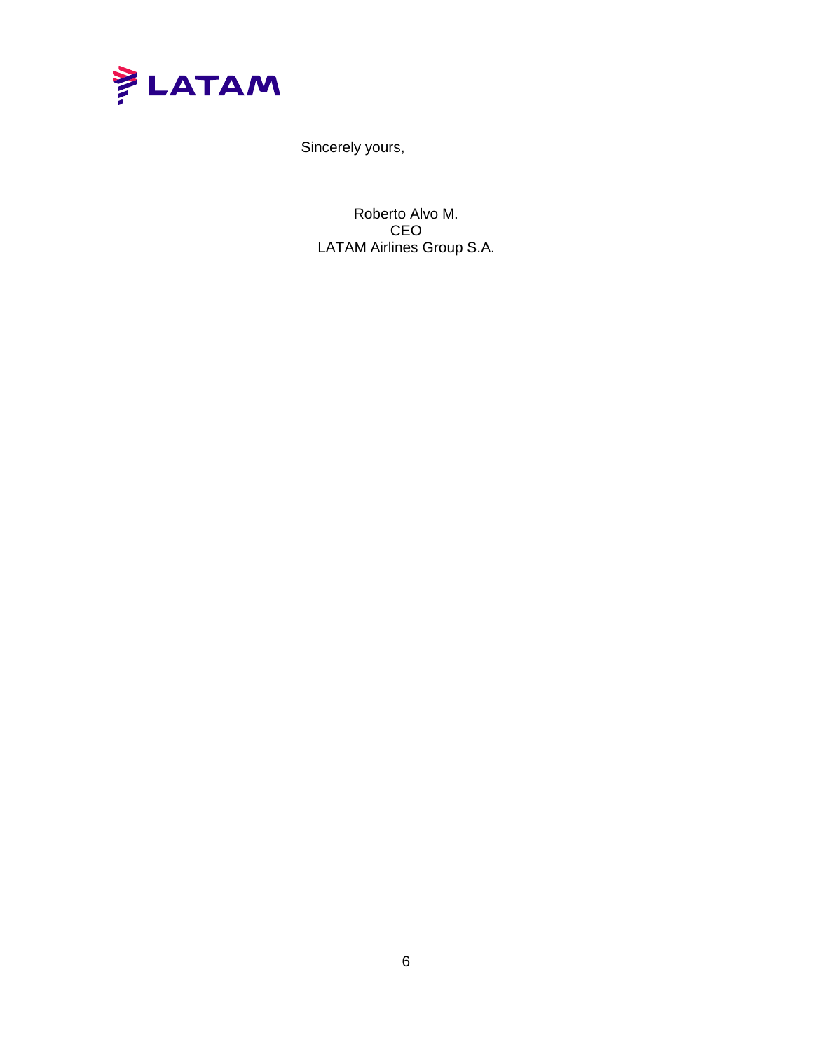Sincerely yours,

Roberto Alvo M.
CEO
LATAM Airlines Group S.A.